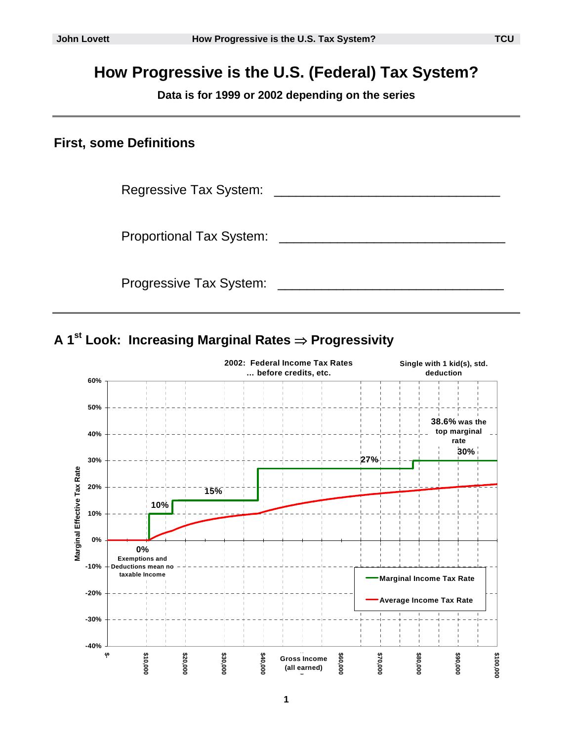# How Progressive is the U.S. (Federal) Tax System?

**Data is for 1999 or 2002 depending on the series**

---

## First, some Definitions

Regressive Tax System: ______________________________

Proportional Tax System: ______________________________

Progressive Tax System: ______________________________

---

## A 1st Look: Increasing Marginal Rates ⇒ Progressivity

2002: Federal Income Tax Rates
... before credits, etc.

Single with 1 kid(s), std. deduction

60%
50%
40%
30%
20%
10%
0%
-10%
-20%
-30%
-40%

Marginal Effective Tax Rate

38.6% was the top marginal rate

30%

27%

15%

10%

0%
Exemptions and Deductions mean no taxable Income

Marginal Income Tax Rate

Average Income Tax Rate

$-
$10,000
$20,000
$30,000
$40,000
Gross Income (all earned)
$60,000
$70,000
$80,000
$90,000
$100,000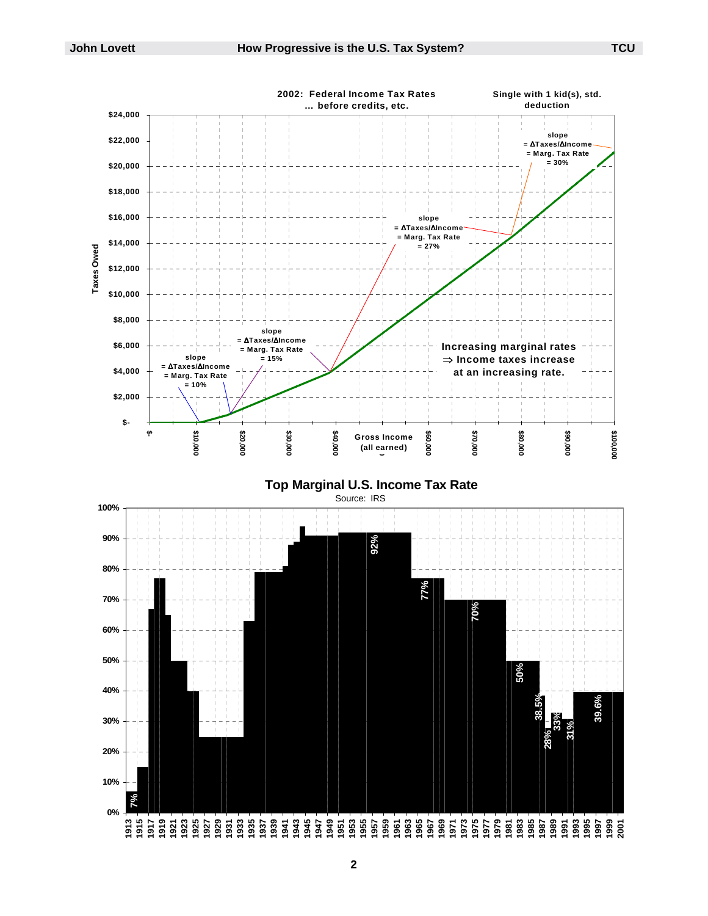2002: Federal Income Tax Rates
... before credits, etc.

Single with 1 kid(s), std. deduction

Taxes Owed

$24,000
$22,000
$20,000
$18,000
$16,000
$14,000
$12,000
$10,000
$8,000
$6,000
$4,000
$2,000
$-

slope
= ΔTaxes/ΔIncome
= Marg. Tax Rate
= 10%

slope
= ΔTaxes/ΔIncome
= Marg. Tax Rate
= 15%

slope
= ΔTaxes/ΔIncome
= Marg. Tax Rate
= 27%

slope
= ΔTaxes/ΔIncome
= Marg. Tax Rate
= 30%

Increasing marginal rates
⇒ Income taxes increase
at an increasing rate.

$- $10,000 $20,000 $30,000 $40,000 $60,000 $70,000 $80,000 $90,000 $100,000

Gross Income
(all earned)

## Top Marginal U.S. Income Tax Rate

Source: IRS

100%
90%
80%
70%
60%
50%
40%
30%
20%
10%
0%

7%
92%
77%
70%
50%
38.5%
28%
33%
31%
39.6%

1913 1915 1917 1919 1921 1923 1925 1927 1929 1931 1933 1935 1937 1939 1941 1943 1945 1947 1949 1951 1953 1955 1957 1959 1961 1963 1965 1967 1969 1971 1973 1975 1977 1979 1981 1983 1985 1987 1989 1991 1993 1995 1997 1999 2001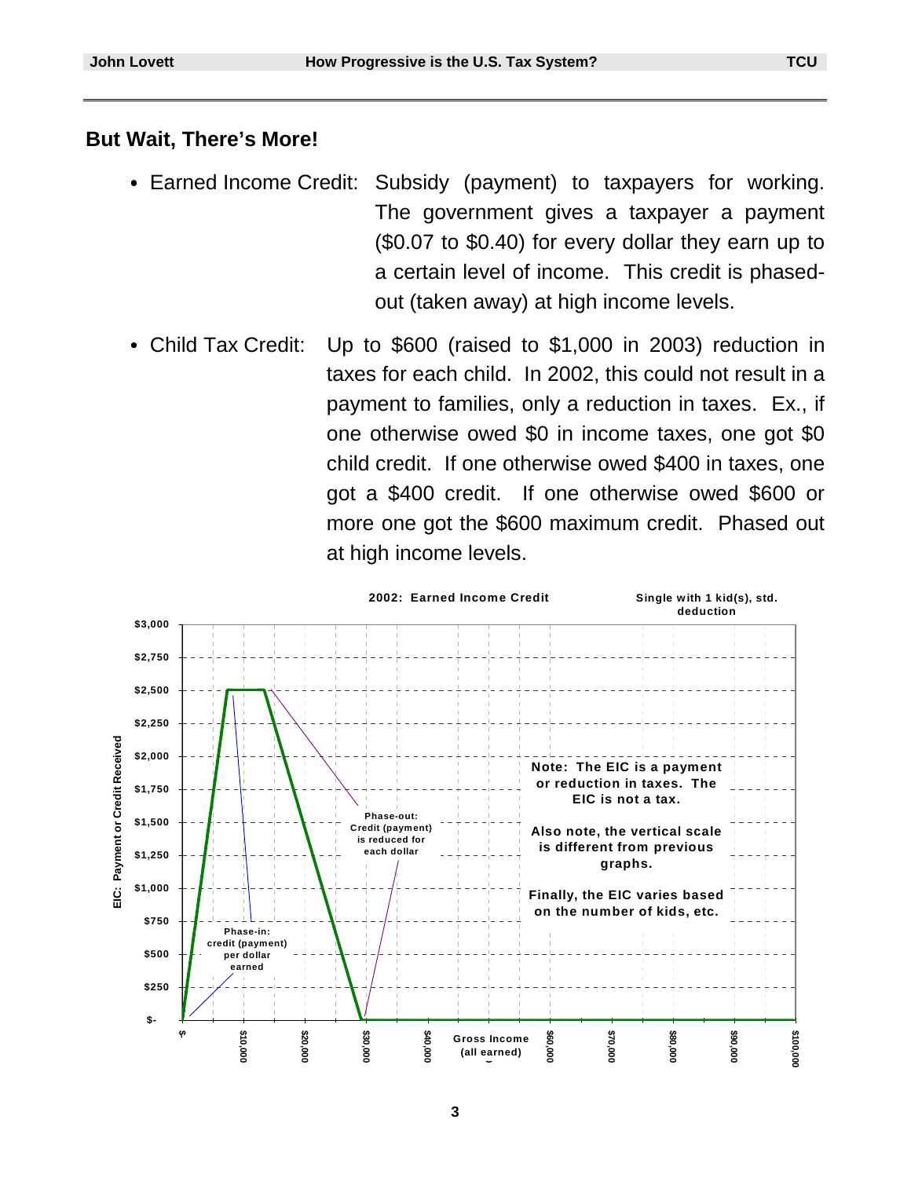## But Wait, There's More!

- Earned Income Credit: Subsidy (payment) to taxpayers for working. The government gives a taxpayer a payment ($0.07 to $0.40) for every dollar they earn up to a certain level of income. This credit is phased-out (taken away) at high income levels.
- Child Tax Credit: Up to $600 (raised to $1,000 in 2003) reduction in taxes for each child. In 2002, this could not result in a payment to families, only a reduction in taxes. Ex., if one otherwise owed $0 in income taxes, one got $0 child credit. If one otherwise owed $400 in taxes, one got a $400 credit. If one otherwise owed $600 or more one got the $600 maximum credit. Phased out at high income levels.

**2002: Earned Income Credit** — Single with 1 kid(s), std. deduction

EIC: Payment or Credit Received ($- to $3,000) vs. Gross Income (all earned) ($- to $100,000)

Phase-in: credit (payment) per dollar earned

Phase-out: Credit (payment) is reduced for each dollar

Note: The EIC is a payment or reduction in taxes. The EIC is not a tax.

Also note, the vertical scale is different from previous graphs.

Finally, the EIC varies based on the number of kids, etc.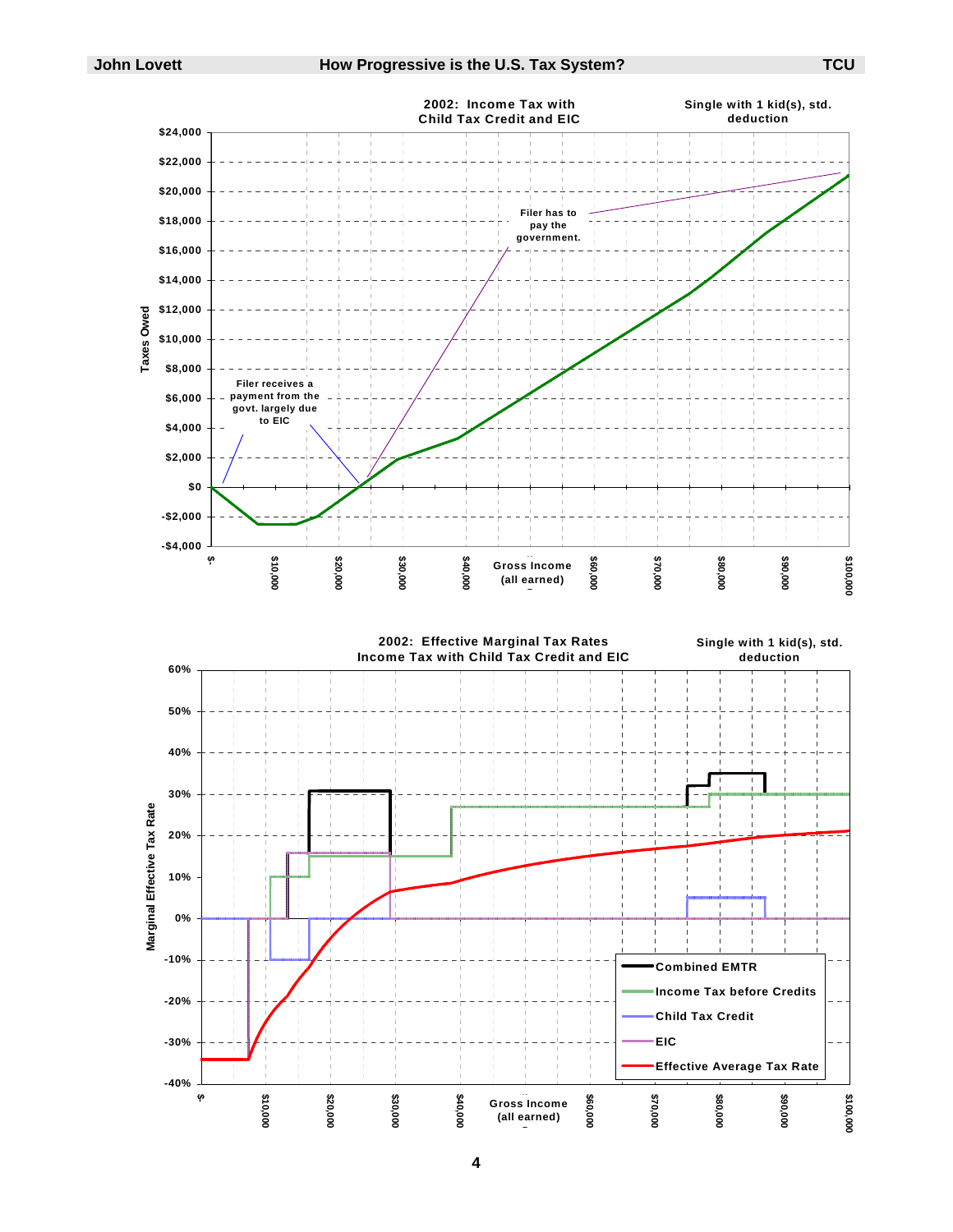2002: Income Tax with Child Tax Credit and EIC

Single with 1 kid(s), std. deduction

$24,000
$22,000
$20,000
$18,000
$16,000
$14,000
$12,000
$10,000
$8,000
$6,000
$4,000
$2,000
$0
-$2,000
-$4,000

Taxes Owed

Filer has to pay the government.

Filer receives a payment from the govt. largely due to EIC

$-
$10,000
$20,000
$30,000
$40,000
$60,000
$70,000
$80,000
$90,000
$100,000

Gross Income (all earned)

2002: Effective Marginal Tax Rates Income Tax with Child Tax Credit and EIC

Single with 1 kid(s), std. deduction

60%
50%
40%
30%
20%
10%
0%
-10%
-20%
-30%
-40%

Marginal Effective Tax Rate

Combined EMTR
Income Tax before Credits
Child Tax Credit
EIC
Effective Average Tax Rate

$-
$10,000
$20,000
$30,000
$40,000
$60,000
$70,000
$80,000
$90,000
$100,000

Gross Income (all earned)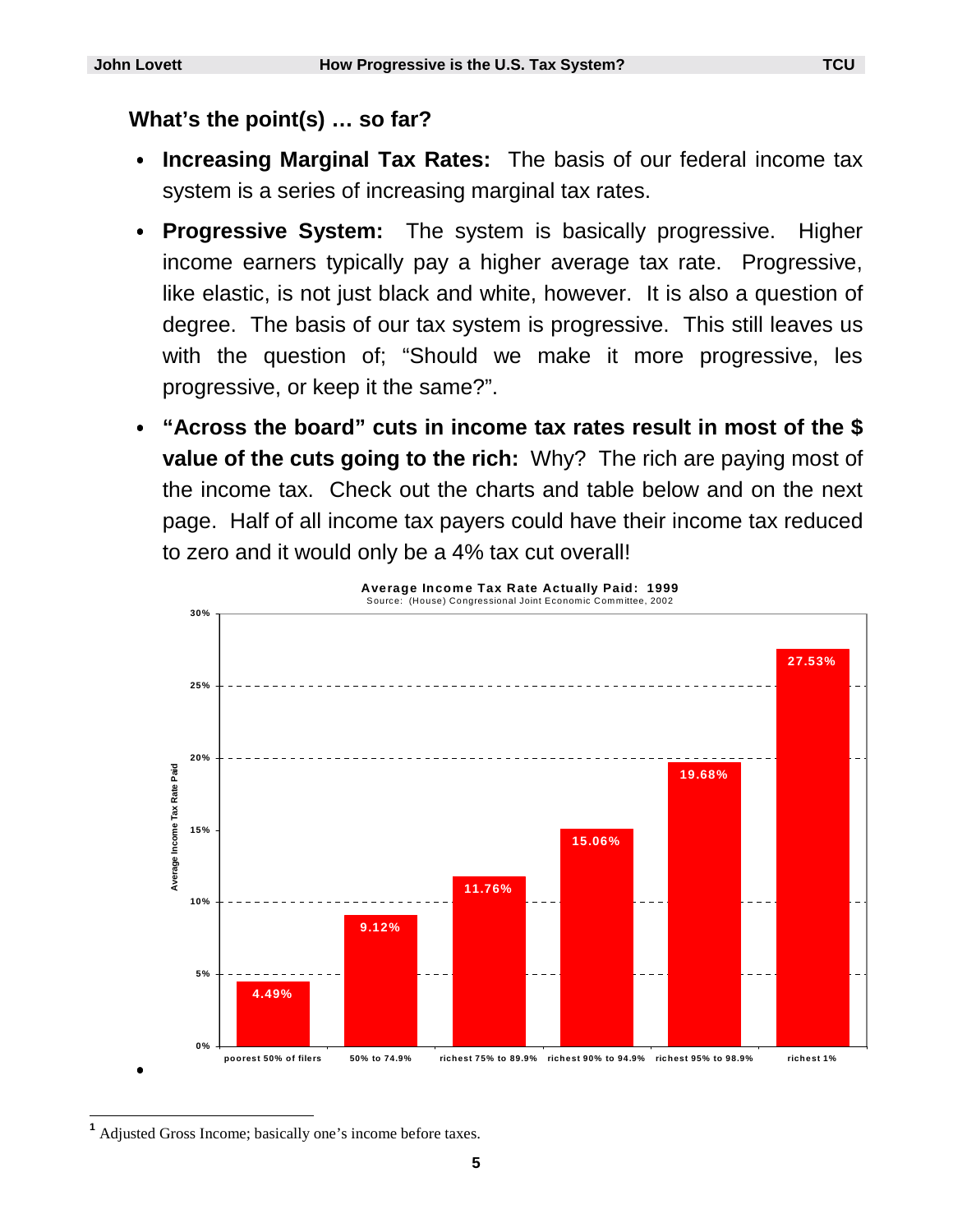**What's the point(s) … so far?**

- **Increasing Marginal Tax Rates:** The basis of our federal income tax system is a series of increasing marginal tax rates.
- **Progressive System:** The system is basically progressive. Higher income earners typically pay a higher average tax rate. Progressive, like elastic, is not just black and white, however. It is also a question of degree. The basis of our tax system is progressive. This still leaves us with the question of; "Should we make it more progressive, les progressive, or keep it the same?".
- **"Across the board" cuts in income tax rates result in most of the $ value of the cuts going to the rich:** Why? The rich are paying most of the income tax. Check out the charts and table below and on the next page. Half of all income tax payers could have their income tax reduced to zero and it would only be a 4% tax cut overall!

Average Income Tax Rate Actually Paid: 1999
Source: (House) Congressional Joint Economic Committee, 2002

Average Income Tax Rate Paid

30%
25%
20%
15%
10%
5%
0%

4.49%
9.12%
11.76%
15.06%
19.68%
27.53%

poorest 50% of filers
50% to 74.9%
richest 75% to 89.9%
richest 90% to 94.9%
richest 95% to 98.9%
richest 1%

[1] Adjusted Gross Income; basically one's income before taxes.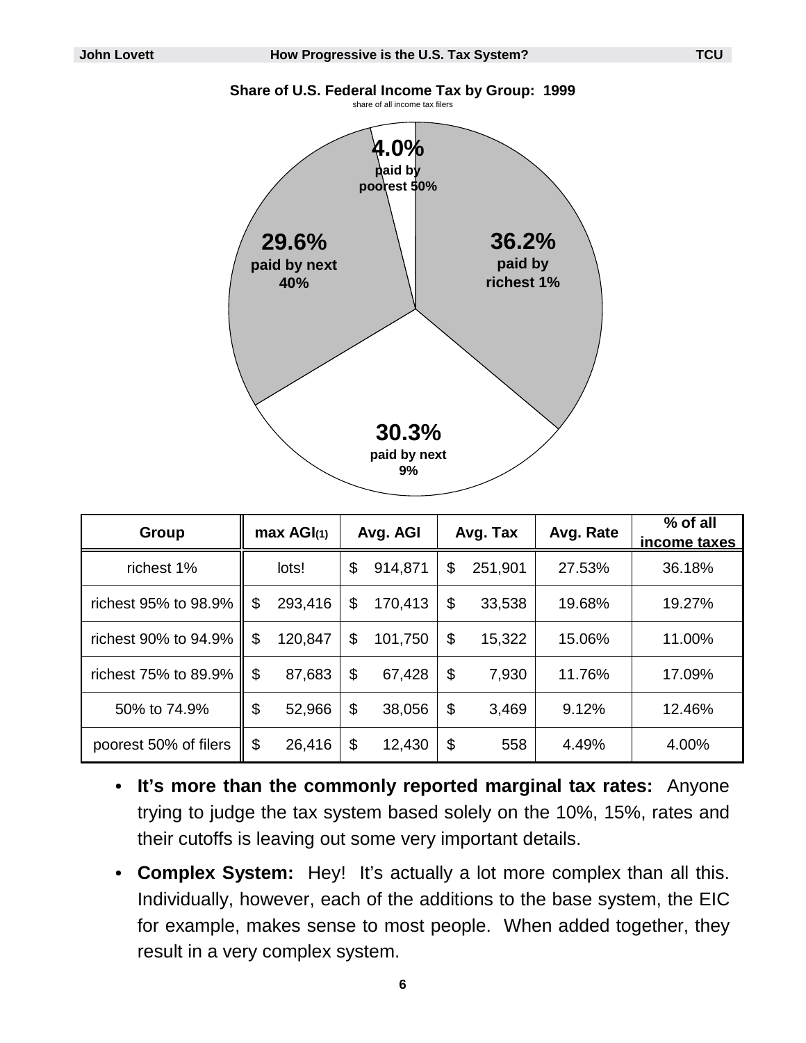**Share of U.S. Federal Income Tax by Group: 1999**

share of all income tax filers

4.0%
paid by poorest 50%

36.2%
paid by richest 1%

30.3%
paid by next 9%

29.6%
paid by next 40%

| Group | max AGI(1) | Avg. AGI | Avg. Tax | Avg. Rate | % of all income taxes |
|---|---|---|---|---|---|
| richest 1% | lots! | $ 914,871 | $ 251,901 | 27.53% | 36.18% |
| richest 95% to 98.9% | $ 293,416 | $ 170,413 | $ 33,538 | 19.68% | 19.27% |
| richest 90% to 94.9% | $ 120,847 | $ 101,750 | $ 15,322 | 15.06% | 11.00% |
| richest 75% to 89.9% | $ 87,683 | $ 67,428 | $ 7,930 | 11.76% | 17.09% |
| 50% to 74.9% | $ 52,966 | $ 38,056 | $ 3,469 | 9.12% | 12.46% |
| poorest 50% of filers | $ 26,416 | $ 12,430 | $ 558 | 4.49% | 4.00% |

- **It's more than the commonly reported marginal tax rates:** Anyone trying to judge the tax system based solely on the 10%, 15%, rates and their cutoffs is leaving out some very important details.
- **Complex System:** Hey! It's actually a lot more complex than all this. Individually, however, each of the additions to the base system, the EIC for example, makes sense to most people. When added together, they result in a very complex system.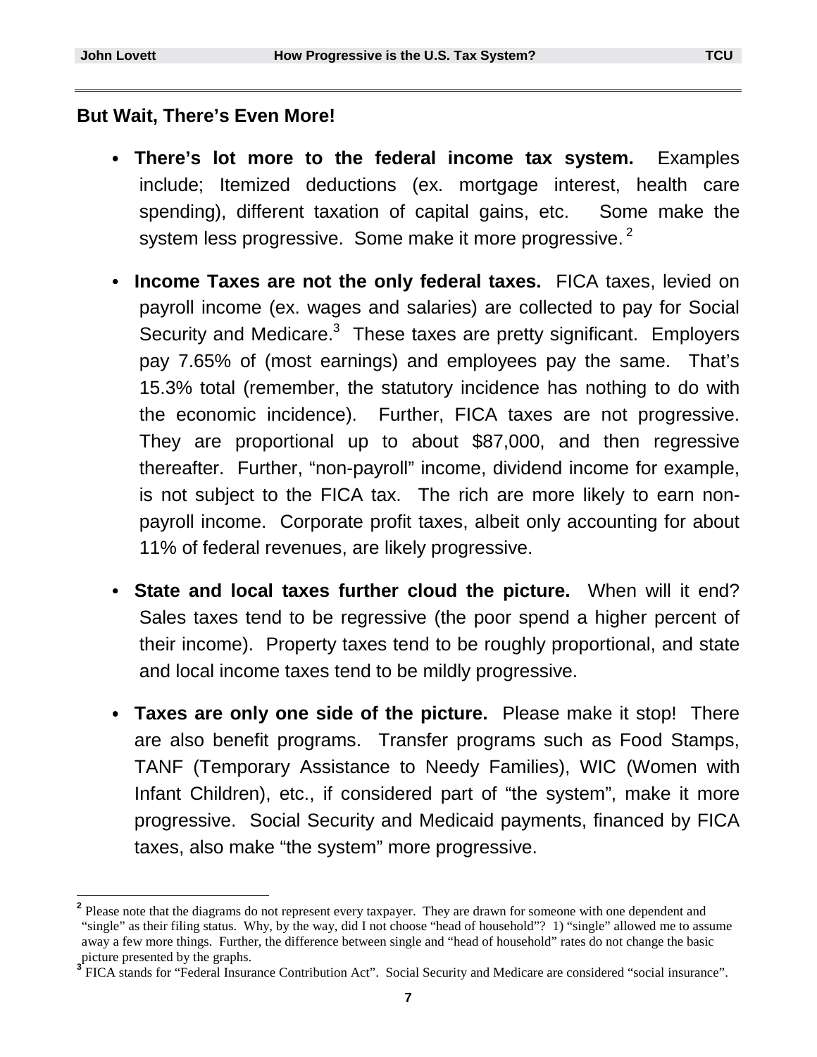## But Wait, There's Even More!

- **There's lot more to the federal income tax system.** Examples include; Itemized deductions (ex. mortgage interest, health care spending), different taxation of capital gains, etc. Some make the system less progressive. Some make it more progressive.[2]

- **Income Taxes are not the only federal taxes.** FICA taxes, levied on payroll income (ex. wages and salaries) are collected to pay for Social Security and Medicare.[3] These taxes are pretty significant. Employers pay 7.65% of (most earnings) and employees pay the same. That's 15.3% total (remember, the statutory incidence has nothing to do with the economic incidence). Further, FICA taxes are not progressive. They are proportional up to about $87,000, and then regressive thereafter. Further, "non-payroll" income, dividend income for example, is not subject to the FICA tax. The rich are more likely to earn non-payroll income. Corporate profit taxes, albeit only accounting for about 11% of federal revenues, are likely progressive.

- **State and local taxes further cloud the picture.** When will it end? Sales taxes tend to be regressive (the poor spend a higher percent of their income). Property taxes tend to be roughly proportional, and state and local income taxes tend to be mildly progressive.

- **Taxes are only one side of the picture.** Please make it stop! There are also benefit programs. Transfer programs such as Food Stamps, TANF (Temporary Assistance to Needy Families), WIC (Women with Infant Children), etc., if considered part of "the system", make it more progressive. Social Security and Medicaid payments, financed by FICA taxes, also make "the system" more progressive.

---

[2] Please note that the diagrams do not represent every taxpayer. They are drawn for someone with one dependent and "single" as their filing status. Why, by the way, did I not choose "head of household"? 1) "single" allowed me to assume away a few more things. Further, the difference between single and "head of household" rates do not change the basic picture presented by the graphs.

[3] FICA stands for "Federal Insurance Contribution Act". Social Security and Medicare are considered "social insurance".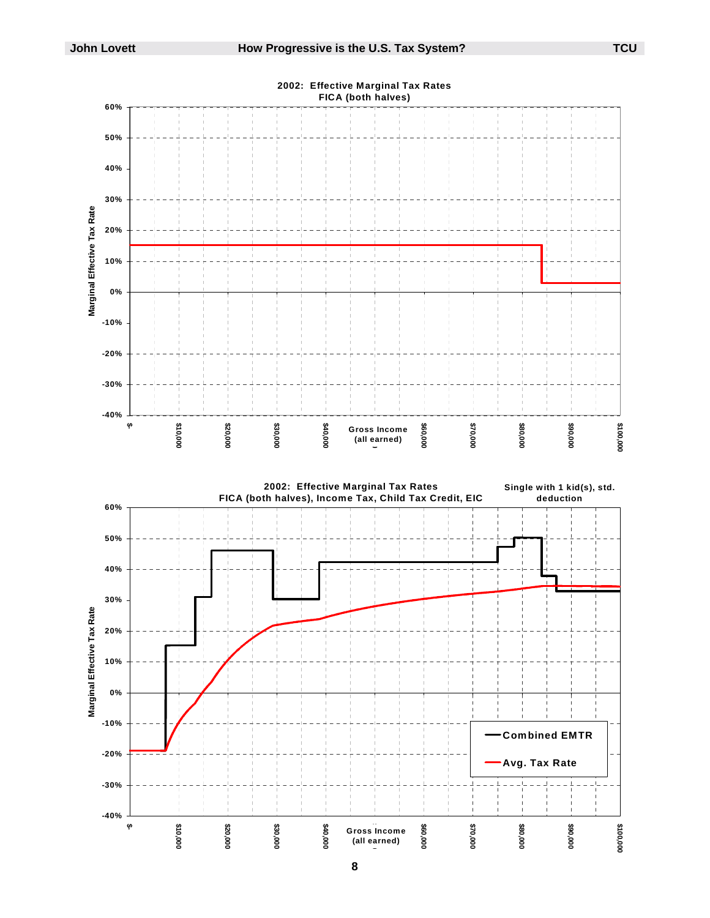2002: Effective Marginal Tax Rates
FICA (both halves)

Marginal Effective Tax Rate

60%
50%
40%
30%
20%
10%
0%
-10%
-20%
-30%
-40%

$-
$10,000
$20,000
$30,000
$40,000
Gross Income
(all earned)
$60,000
$70,000
$80,000
$90,000
$100,000

2002: Effective Marginal Tax Rates
FICA (both halves), Income Tax, Child Tax Credit, EIC

Single with 1 kid(s), std. deduction

Marginal Effective Tax Rate

60%
50%
40%
30%
20%
10%
0%
-10%
-20%
-30%
-40%

Combined EMTR
Avg. Tax Rate

$-
$10,000
$20,000
$30,000
$40,000
Gross Income
(all earned)
$60,000
$70,000
$80,000
$90,000
$100,000